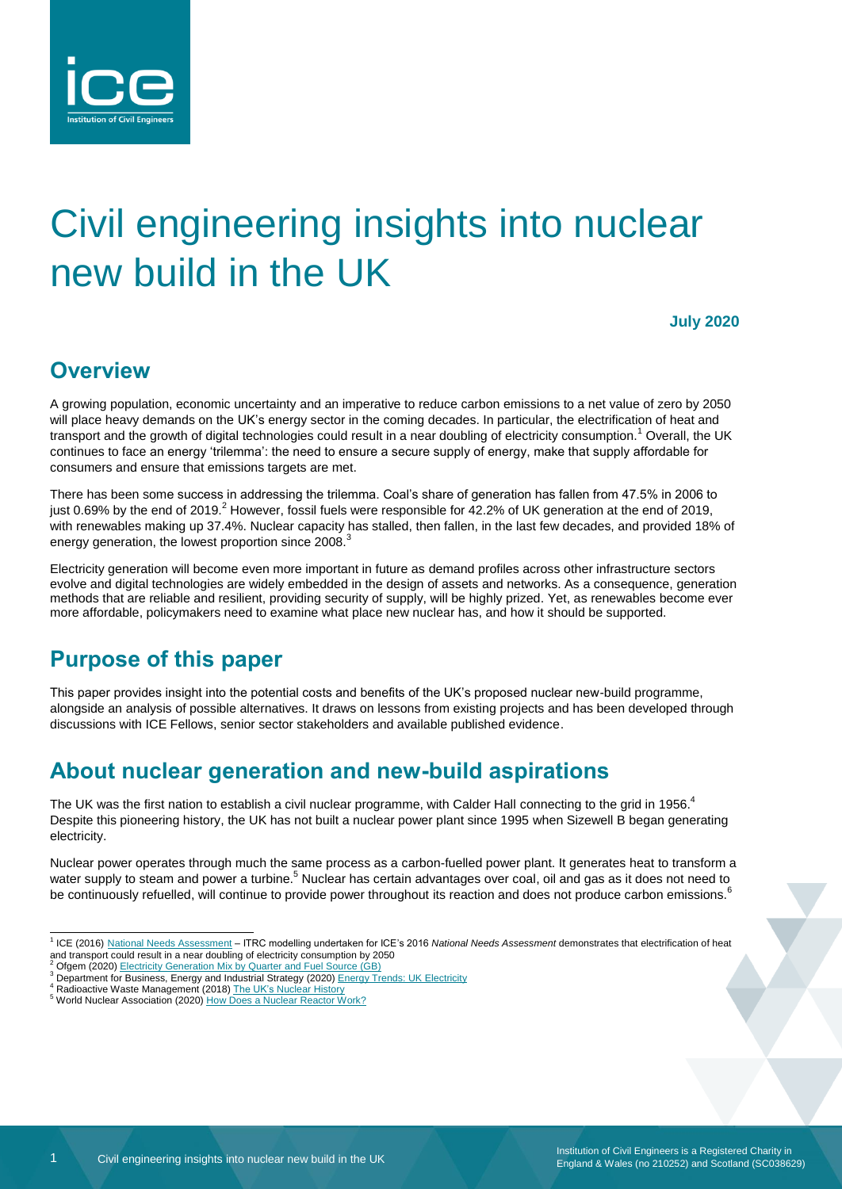# Civil engineering insights into nuclear new build in the UK

**July 2020**

## Overview

A growing population, economic uncertainty and an imperative to reduce carbon emissions to a net value of zero by 2050 will place heavy demands on the UK's energy sector in the coming decades. In particular, the electrification of heat and transport and the growth of digital technologies could result in a near doubling of electricity consumption.[1] Overall, the UK continues to face an energy 'trilemma': the need to ensure a secure supply of energy, make that supply affordable for consumers and ensure that emissions targets are met.

There has been some success in addressing the trilemma. Coal's share of generation has fallen from 47.5% in 2006 to just 0.69% by the end of 2019.[2] However, fossil fuels were responsible for 42.2% of UK generation at the end of 2019, with renewables making up 37.4%. Nuclear capacity has stalled, then fallen, in the last few decades, and provided 18% of energy generation, the lowest proportion since 2008.[3]

Electricity generation will become even more important in future as demand profiles across other infrastructure sectors evolve and digital technologies are widely embedded in the design of assets and networks. As a consequence, generation methods that are reliable and resilient, providing security of supply, will be highly prized. Yet, as renewables become ever more affordable, policymakers need to examine what place new nuclear has, and how it should be supported.

## Purpose of this paper

This paper provides insight into the potential costs and benefits of the UK's proposed nuclear new-build programme, alongside an analysis of possible alternatives. It draws on lessons from existing projects and has been developed through discussions with ICE Fellows, senior sector stakeholders and available published evidence.

## About nuclear generation and new-build aspirations

The UK was the first nation to establish a civil nuclear programme, with Calder Hall connecting to the grid in 1956.[4] Despite this pioneering history, the UK has not built a nuclear power plant since 1995 when Sizewell B began generating electricity.

Nuclear power operates through much the same process as a carbon-fuelled power plant. It generates heat to transform a water supply to steam and power a turbine.[5] Nuclear has certain advantages over coal, oil and gas as it does not need to be continuously refuelled, will continue to provide power throughout its reaction and does not produce carbon emissions.[6]

---

[1] ICE (2016) National Needs Assessment – ITRC modelling undertaken for ICE's 2016 *National Needs Assessment* demonstrates that electrification of heat and transport could result in a near doubling of electricity consumption by 2050

[2] Ofgem (2020) Electricity Generation Mix by Quarter and Fuel Source (GB)

[3] Department for Business, Energy and Industrial Strategy (2020) Energy Trends: UK Electricity

[4] Radioactive Waste Management (2018) The UK's Nuclear History

[5] World Nuclear Association (2020) How Does a Nuclear Reactor Work?

Institution of Civil Engineers is a Registered Charity in England & Wales (no 210252) and Scotland (SC038629)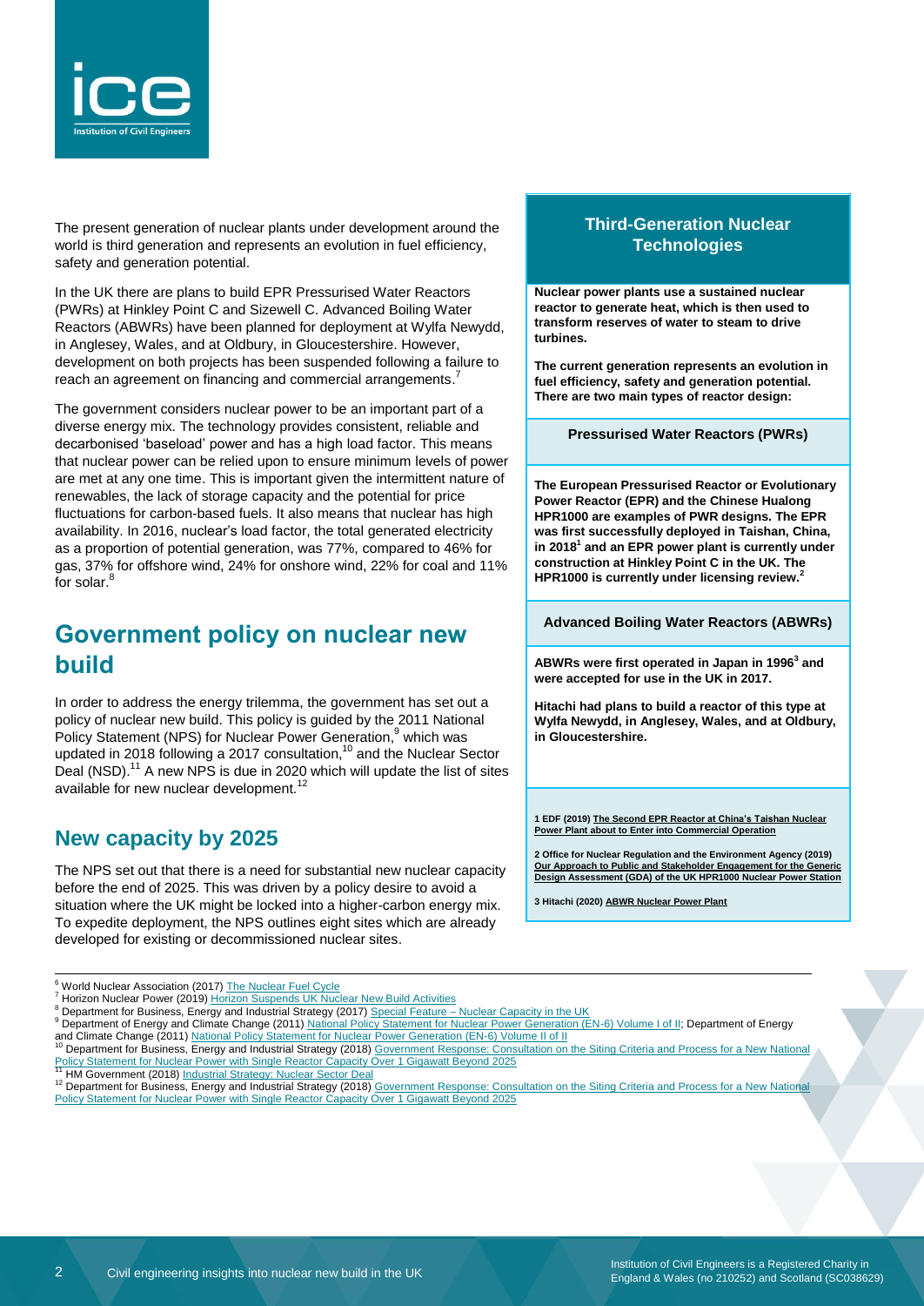The present generation of nuclear plants under development around the world is third generation and represents an evolution in fuel efficiency, safety and generation potential.

In the UK there are plans to build EPR Pressurised Water Reactors (PWRs) at Hinkley Point C and Sizewell C. Advanced Boiling Water Reactors (ABWRs) have been planned for deployment at Wylfa Newydd, in Anglesey, Wales, and at Oldbury, in Gloucestershire. However, development on both projects has been suspended following a failure to reach an agreement on financing and commercial arrangements.[7]

The government considers nuclear power to be an important part of a diverse energy mix. The technology provides consistent, reliable and decarbonised 'baseload' power and has a high load factor. This means that nuclear power can be relied upon to ensure minimum levels of power are met at any one time. This is important given the intermittent nature of renewables, the lack of storage capacity and the potential for price fluctuations for carbon-based fuels. It also means that nuclear has high availability. In 2016, nuclear's load factor, the total generated electricity as a proportion of potential generation, was 77%, compared to 46% for gas, 37% for offshore wind, 24% for onshore wind, 22% for coal and 11% for solar.[8]

## Government policy on nuclear new build

In order to address the energy trilemma, the government has set out a policy of nuclear new build. This policy is guided by the 2011 National Policy Statement (NPS) for Nuclear Power Generation,[9] which was updated in 2018 following a 2017 consultation,[10] and the Nuclear Sector Deal (NSD).[11] A new NPS is due in 2020 which will update the list of sites available for new nuclear development.[12]

### New capacity by 2025

The NPS set out that there is a need for substantial new nuclear capacity before the end of 2025. This was driven by a policy desire to avoid a situation where the UK might be locked into a higher-carbon energy mix. To expedite deployment, the NPS outlines eight sites which are already developed for existing or decommissioned nuclear sites.

### Third-Generation Nuclear Technologies

**Nuclear power plants use a sustained nuclear reactor to generate heat, which is then used to transform reserves of water to steam to drive turbines.**

**The current generation represents an evolution in fuel efficiency, safety and generation potential. There are two main types of reactor design:**

**Pressurised Water Reactors (PWRs)**

**The European Pressurised Reactor or Evolutionary Power Reactor (EPR) and the Chinese Hualong HPR1000 are examples of PWR designs. The EPR was first successfully deployed in Taishan, China, in 2018[1] and an EPR power plant is currently under construction at Hinkley Point C in the UK. The HPR1000 is currently under licensing review.[2]**

**Advanced Boiling Water Reactors (ABWRs)**

**ABWRs were first operated in Japan in 1996[3] and were accepted for use in the UK in 2017.**

**Hitachi had plans to build a reactor of this type at Wylfa Newydd, in Anglesey, Wales, and at Oldbury, in Gloucestershire.**

1 EDF (2019) The Second EPR Reactor at China's Taishan Nuclear Power Plant about to Enter into Commercial Operation

2 Office for Nuclear Regulation and the Environment Agency (2019) Our Approach to Public and Stakeholder Engagement for the Generic Design Assessment (GDA) of the UK HPR1000 Nuclear Power Station

3 Hitachi (2020) ABWR Nuclear Power Plant

---

6 World Nuclear Association (2017) The Nuclear Fuel Cycle

7 Horizon Nuclear Power (2019) Horizon Suspends UK Nuclear New Build Activities

8 Department for Business, Energy and Industrial Strategy (2017) Special Feature – Nuclear Capacity in the UK

9 Department of Energy and Climate Change (2011) National Policy Statement for Nuclear Power Generation (EN-6) Volume I of II; Department of Energy and Climate Change (2011) National Policy Statement for Nuclear Power Generation (EN-6) Volume II of II

10 Department for Business, Energy and Industrial Strategy (2018) Government Response: Consultation on the Siting Criteria and Process for a New National Policy Statement for Nuclear Power with Single Reactor Capacity Over 1 Gigawatt Beyond 2025

11 HM Government (2018) Industrial Strategy: Nuclear Sector Deal

12 Department for Business, Energy and Industrial Strategy (2018) Government Response: Consultation on the Siting Criteria and Process for a New National Policy Statement for Nuclear Power with Single Reactor Capacity Over 1 Gigawatt Beyond 2025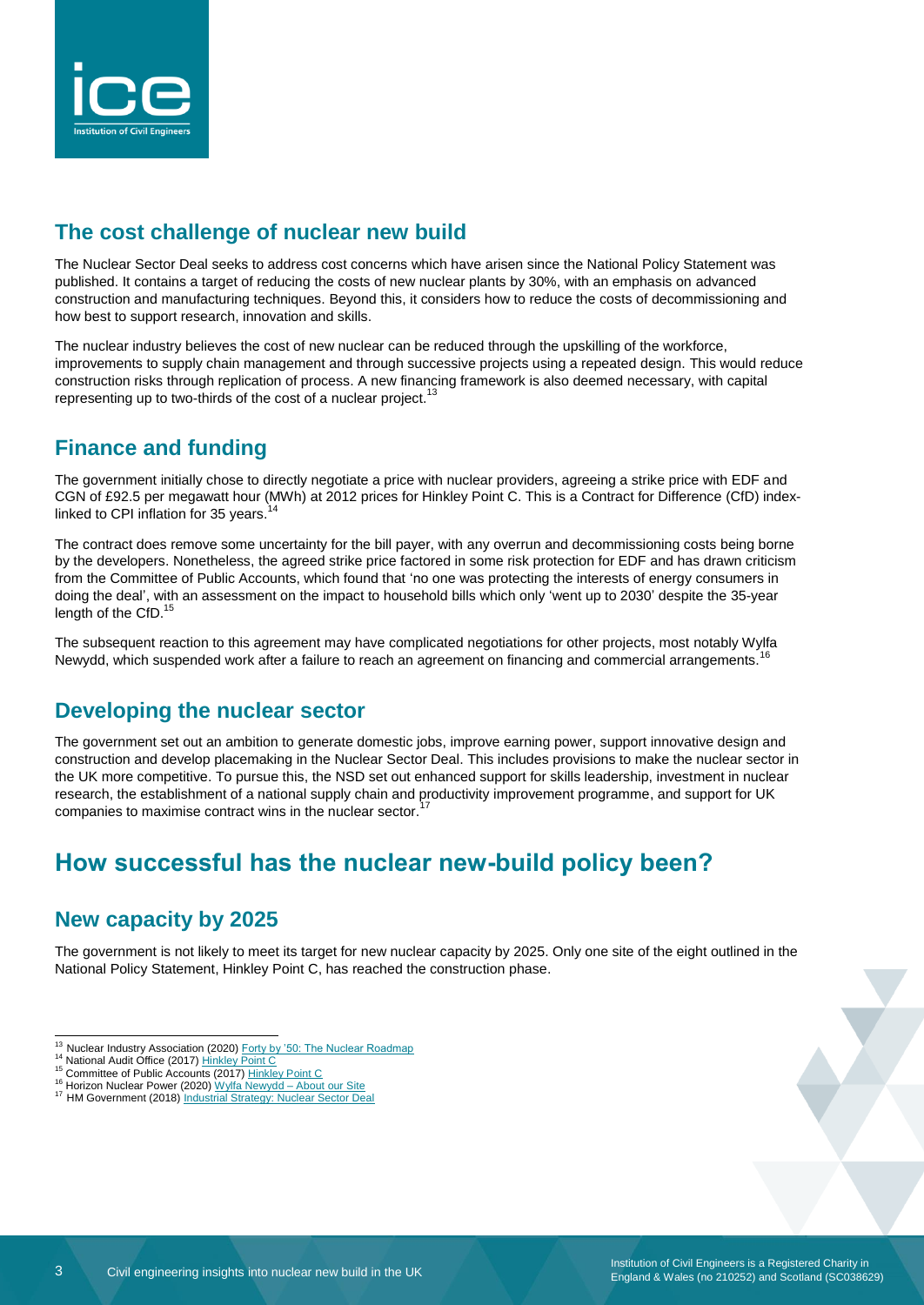## The cost challenge of nuclear new build

The Nuclear Sector Deal seeks to address cost concerns which have arisen since the National Policy Statement was published. It contains a target of reducing the costs of new nuclear plants by 30%, with an emphasis on advanced construction and manufacturing techniques. Beyond this, it considers how to reduce the costs of decommissioning and how best to support research, innovation and skills.

The nuclear industry believes the cost of new nuclear can be reduced through the upskilling of the workforce, improvements to supply chain management and through successive projects using a repeated design. This would reduce construction risks through replication of process. A new financing framework is also deemed necessary, with capital representing up to two-thirds of the cost of a nuclear project.[13]

## Finance and funding

The government initially chose to directly negotiate a price with nuclear providers, agreeing a strike price with EDF and CGN of £92.5 per megawatt hour (MWh) at 2012 prices for Hinkley Point C. This is a Contract for Difference (CfD) index-linked to CPI inflation for 35 years.[14]

The contract does remove some uncertainty for the bill payer, with any overrun and decommissioning costs being borne by the developers. Nonetheless, the agreed strike price factored in some risk protection for EDF and has drawn criticism from the Committee of Public Accounts, which found that 'no one was protecting the interests of energy consumers in doing the deal', with an assessment on the impact to household bills which only 'went up to 2030' despite the 35-year length of the CfD.[15]

The subsequent reaction to this agreement may have complicated negotiations for other projects, most notably Wylfa Newydd, which suspended work after a failure to reach an agreement on financing and commercial arrangements.[16]

## Developing the nuclear sector

The government set out an ambition to generate domestic jobs, improve earning power, support innovative design and construction and develop placemaking in the Nuclear Sector Deal. This includes provisions to make the nuclear sector in the UK more competitive. To pursue this, the NSD set out enhanced support for skills leadership, investment in nuclear research, the establishment of a national supply chain and productivity improvement programme, and support for UK companies to maximise contract wins in the nuclear sector.[17]

# How successful has the nuclear new-build policy been?

## New capacity by 2025

The government is not likely to meet its target for new nuclear capacity by 2025. Only one site of the eight outlined in the National Policy Statement, Hinkley Point C, has reached the construction phase.

---

[13] Nuclear Industry Association (2020) Forty by '50: The Nuclear Roadmap
[14] National Audit Office (2017) Hinkley Point C
[15] Committee of Public Accounts (2017) Hinkley Point C
[16] Horizon Nuclear Power (2020) Wylfa Newydd – About our Site
[17] HM Government (2018) Industrial Strategy: Nuclear Sector Deal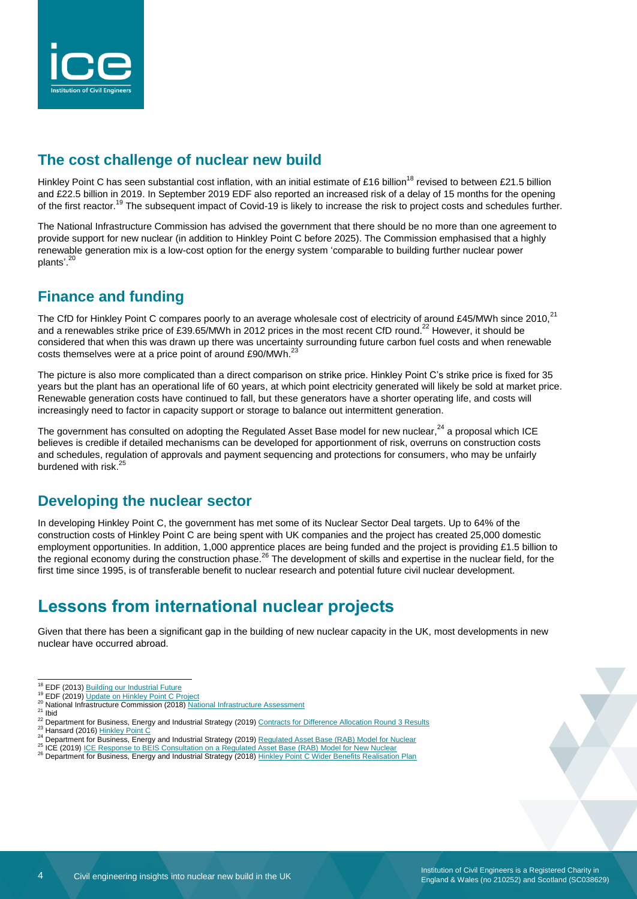## The cost challenge of nuclear new build

Hinkley Point C has seen substantial cost inflation, with an initial estimate of £16 billion[18] revised to between £21.5 billion and £22.5 billion in 2019. In September 2019 EDF also reported an increased risk of a delay of 15 months for the opening of the first reactor.[19] The subsequent impact of Covid-19 is likely to increase the risk to project costs and schedules further.

The National Infrastructure Commission has advised the government that there should be no more than one agreement to provide support for new nuclear (in addition to Hinkley Point C before 2025). The Commission emphasised that a highly renewable generation mix is a low-cost option for the energy system 'comparable to building further nuclear power plants'.[20]

## Finance and funding

The CfD for Hinkley Point C compares poorly to an average wholesale cost of electricity of around £45/MWh since 2010,[21] and a renewables strike price of £39.65/MWh in 2012 prices in the most recent CfD round.[22] However, it should be considered that when this was drawn up there was uncertainty surrounding future carbon fuel costs and when renewable costs themselves were at a price point of around £90/MWh.[23]

The picture is also more complicated than a direct comparison on strike price. Hinkley Point C's strike price is fixed for 35 years but the plant has an operational life of 60 years, at which point electricity generated will likely be sold at market price. Renewable generation costs have continued to fall, but these generators have a shorter operating life, and costs will increasingly need to factor in capacity support or storage to balance out intermittent generation.

The government has consulted on adopting the Regulated Asset Base model for new nuclear,[24] a proposal which ICE believes is credible if detailed mechanisms can be developed for apportionment of risk, overruns on construction costs and schedules, regulation of approvals and payment sequencing and protections for consumers, who may be unfairly burdened with risk.[25]

## Developing the nuclear sector

In developing Hinkley Point C, the government has met some of its Nuclear Sector Deal targets. Up to 64% of the construction costs of Hinkley Point C are being spent with UK companies and the project has created 25,000 domestic employment opportunities. In addition, 1,000 apprentice places are being funded and the project is providing £1.5 billion to the regional economy during the construction phase.[26] The development of skills and expertise in the nuclear field, for the first time since 1995, is of transferable benefit to nuclear research and potential future civil nuclear development.

# Lessons from international nuclear projects

Given that there has been a significant gap in the building of new nuclear capacity in the UK, most developments in new nuclear have occurred abroad.

---

[18] EDF (2013) Building our Industrial Future
[19] EDF (2019) Update on Hinkley Point C Project
[20] National Infrastructure Commission (2018) National Infrastructure Assessment
[21] Ibid
[22] Department for Business, Energy and Industrial Strategy (2019) Contracts for Difference Allocation Round 3 Results
[23] Hansard (2016) Hinkley Point C
[24] Department for Business, Energy and Industrial Strategy (2019) Regulated Asset Base (RAB) Model for Nuclear
[25] ICE (2019) ICE Response to BEIS Consultation on a Regulated Asset Base (RAB) Model for New Nuclear
[26] Department for Business, Energy and Industrial Strategy (2018) Hinkley Point C Wider Benefits Realisation Plan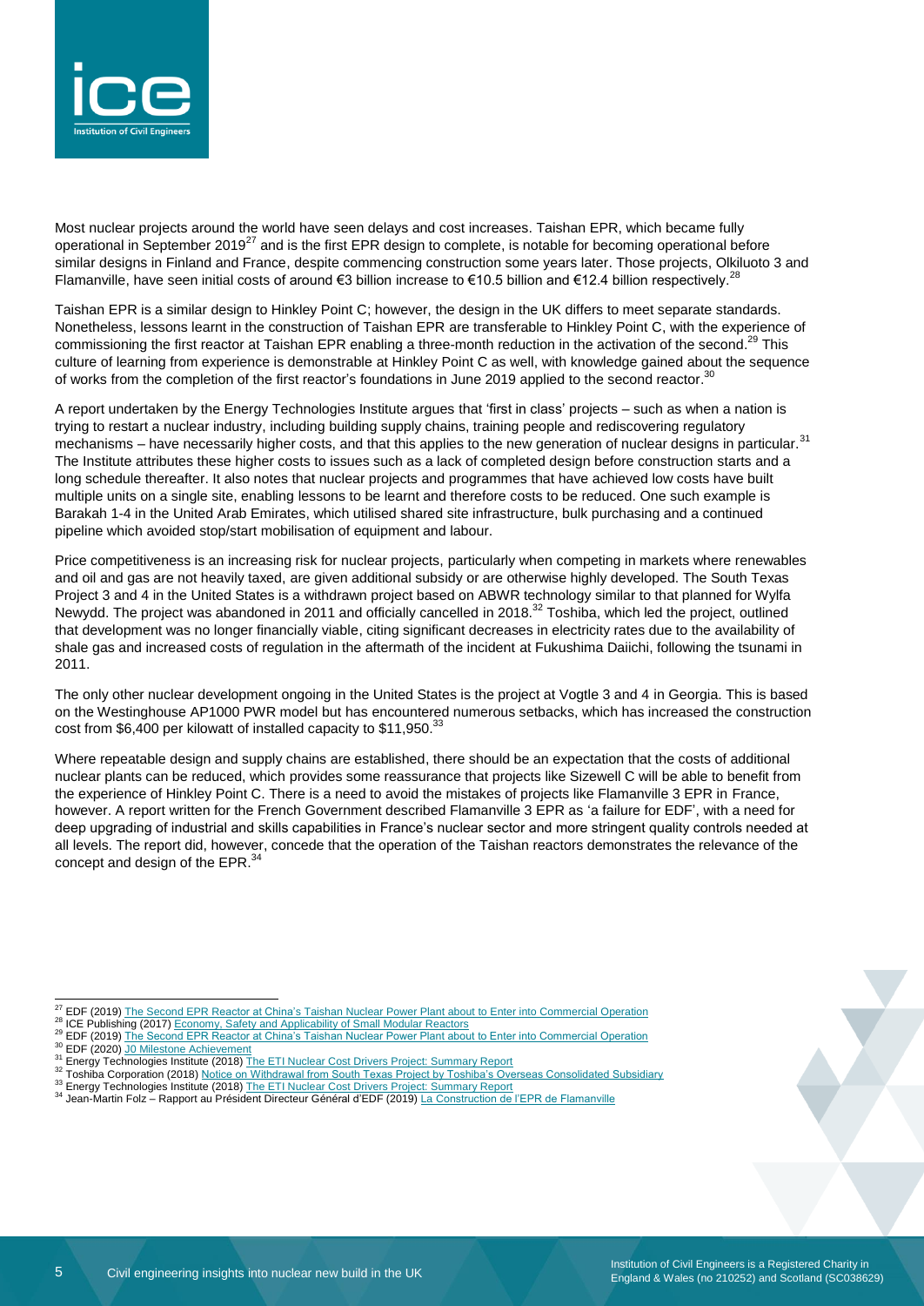Most nuclear projects around the world have seen delays and cost increases. Taishan EPR, which became fully operational in September 2019[27] and is the first EPR design to complete, is notable for becoming operational before similar designs in Finland and France, despite commencing construction some years later. Those projects, Olkiluoto 3 and Flamanville, have seen initial costs of around €3 billion increase to €10.5 billion and €12.4 billion respectively.[28]

Taishan EPR is a similar design to Hinkley Point C; however, the design in the UK differs to meet separate standards. Nonetheless, lessons learnt in the construction of Taishan EPR are transferable to Hinkley Point C, with the experience of commissioning the first reactor at Taishan EPR enabling a three-month reduction in the activation of the second.[29] This culture of learning from experience is demonstrable at Hinkley Point C as well, with knowledge gained about the sequence of works from the completion of the first reactor's foundations in June 2019 applied to the second reactor.[30]

A report undertaken by the Energy Technologies Institute argues that 'first in class' projects – such as when a nation is trying to restart a nuclear industry, including building supply chains, training people and rediscovering regulatory mechanisms – have necessarily higher costs, and that this applies to the new generation of nuclear designs in particular.[31] The Institute attributes these higher costs to issues such as a lack of completed design before construction starts and a long schedule thereafter. It also notes that nuclear projects and programmes that have achieved low costs have built multiple units on a single site, enabling lessons to be learnt and therefore costs to be reduced. One such example is Barakah 1-4 in the United Arab Emirates, which utilised shared site infrastructure, bulk purchasing and a continued pipeline which avoided stop/start mobilisation of equipment and labour.

Price competitiveness is an increasing risk for nuclear projects, particularly when competing in markets where renewables and oil and gas are not heavily taxed, are given additional subsidy or are otherwise highly developed. The South Texas Project 3 and 4 in the United States is a withdrawn project based on ABWR technology similar to that planned for Wylfa Newydd. The project was abandoned in 2011 and officially cancelled in 2018.[32] Toshiba, which led the project, outlined that development was no longer financially viable, citing significant decreases in electricity rates due to the availability of shale gas and increased costs of regulation in the aftermath of the incident at Fukushima Daiichi, following the tsunami in 2011.

The only other nuclear development ongoing in the United States is the project at Vogtle 3 and 4 in Georgia. This is based on the Westinghouse AP1000 PWR model but has encountered numerous setbacks, which has increased the construction cost from $6,400 per kilowatt of installed capacity to $11,950.[33]

Where repeatable design and supply chains are established, there should be an expectation that the costs of additional nuclear plants can be reduced, which provides some reassurance that projects like Sizewell C will be able to benefit from the experience of Hinkley Point C. There is a need to avoid the mistakes of projects like Flamanville 3 EPR in France, however. A report written for the French Government described Flamanville 3 EPR as 'a failure for EDF', with a need for deep upgrading of industrial and skills capabilities in France's nuclear sector and more stringent quality controls needed at all levels. The report did, however, concede that the operation of the Taishan reactors demonstrates the relevance of the concept and design of the EPR.[34]

---

[27] EDF (2019) The Second EPR Reactor at China's Taishan Nuclear Power Plant about to Enter into Commercial Operation
[28] ICE Publishing (2017) Economy, Safety and Applicability of Small Modular Reactors
[29] EDF (2019) The Second EPR Reactor at China's Taishan Nuclear Power Plant about to Enter into Commercial Operation
[30] EDF (2020) J0 Milestone Achievement
[31] Energy Technologies Institute (2018) The ETI Nuclear Cost Drivers Project: Summary Report
[32] Toshiba Corporation (2018) Notice on Withdrawal from South Texas Project by Toshiba's Overseas Consolidated Subsidiary
[33] Energy Technologies Institute (2018) The ETI Nuclear Cost Drivers Project: Summary Report
[34] Jean-Martin Folz – Rapport au Président Directeur Général d'EDF (2019) La Construction de l'EPR de Flamanville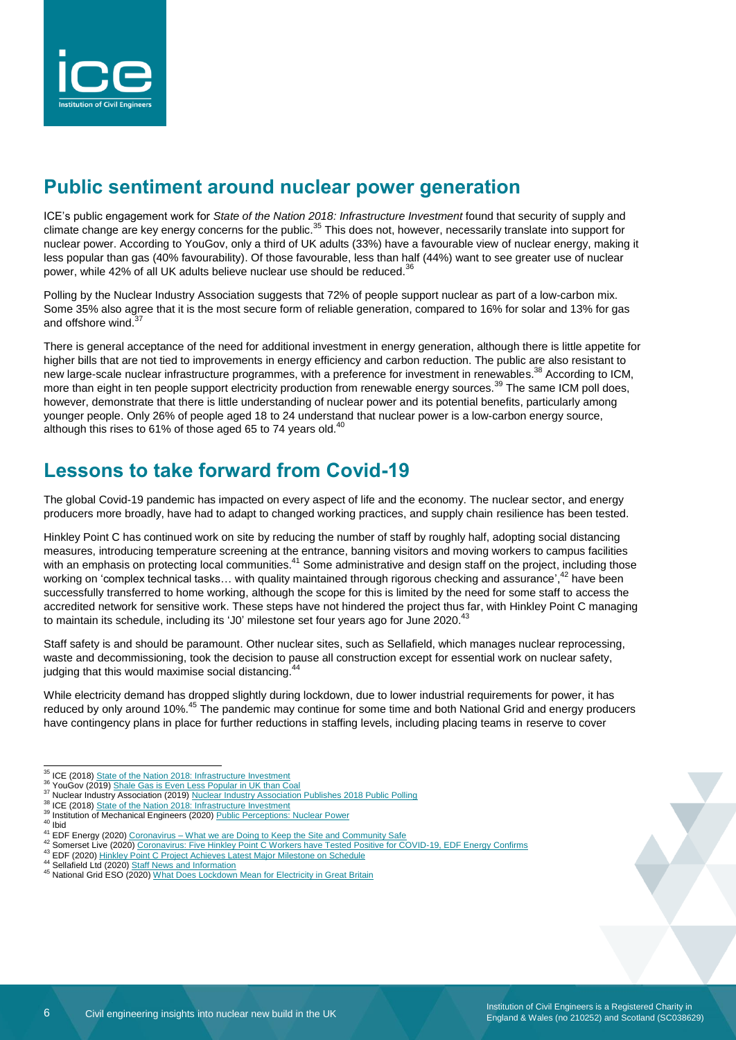## Public sentiment around nuclear power generation

ICE's public engagement work for *State of the Nation 2018: Infrastructure Investment* found that security of supply and climate change are key energy concerns for the public.[35] This does not, however, necessarily translate into support for nuclear power. According to YouGov, only a third of UK adults (33%) have a favourable view of nuclear energy, making it less popular than gas (40% favourability). Of those favourable, less than half (44%) want to see greater use of nuclear power, while 42% of all UK adults believe nuclear use should be reduced.[36]

Polling by the Nuclear Industry Association suggests that 72% of people support nuclear as part of a low-carbon mix. Some 35% also agree that it is the most secure form of reliable generation, compared to 16% for solar and 13% for gas and offshore wind.[37]

There is general acceptance of the need for additional investment in energy generation, although there is little appetite for higher bills that are not tied to improvements in energy efficiency and carbon reduction. The public are also resistant to new large-scale nuclear infrastructure programmes, with a preference for investment in renewables.[38] According to ICM, more than eight in ten people support electricity production from renewable energy sources.[39] The same ICM poll does, however, demonstrate that there is little understanding of nuclear power and its potential benefits, particularly among younger people. Only 26% of people aged 18 to 24 understand that nuclear power is a low-carbon energy source, although this rises to 61% of those aged 65 to 74 years old.[40]

## Lessons to take forward from Covid-19

The global Covid-19 pandemic has impacted on every aspect of life and the economy. The nuclear sector, and energy producers more broadly, have had to adapt to changed working practices, and supply chain resilience has been tested.

Hinkley Point C has continued work on site by reducing the number of staff by roughly half, adopting social distancing measures, introducing temperature screening at the entrance, banning visitors and moving workers to campus facilities with an emphasis on protecting local communities.[41] Some administrative and design staff on the project, including those working on 'complex technical tasks… with quality maintained through rigorous checking and assurance',[42] have been successfully transferred to home working, although the scope for this is limited by the need for some staff to access the accredited network for sensitive work. These steps have not hindered the project thus far, with Hinkley Point C managing to maintain its schedule, including its 'J0' milestone set four years ago for June 2020.[43]

Staff safety is and should be paramount. Other nuclear sites, such as Sellafield, which manages nuclear reprocessing, waste and decommissioning, took the decision to pause all construction except for essential work on nuclear safety, judging that this would maximise social distancing.[44]

While electricity demand has dropped slightly during lockdown, due to lower industrial requirements for power, it has reduced by only around 10%.[45] The pandemic may continue for some time and both National Grid and energy producers have contingency plans in place for further reductions in staffing levels, including placing teams in reserve to cover

---

[35] ICE (2018) State of the Nation 2018: Infrastructure Investment
[36] YouGov (2019) Shale Gas is Even Less Popular in UK than Coal
[37] Nuclear Industry Association (2019) Nuclear Industry Association Publishes 2018 Public Polling
[38] ICE (2018) State of the Nation 2018: Infrastructure Investment
[39] Institution of Mechanical Engineers (2020) Public Perceptions: Nuclear Power
[40] Ibid
[41] EDF Energy (2020) Coronavirus – What we are Doing to Keep the Site and Community Safe
[42] Somerset Live (2020) Coronavirus: Five Hinkley Point C Workers have Tested Positive for COVID-19, EDF Energy Confirms
[43] EDF (2020) Hinkley Point C Project Achieves Latest Major Milestone on Schedule
[44] Sellafield Ltd (2020) Staff News and Information
[45] National Grid ESO (2020) What Does Lockdown Mean for Electricity in Great Britain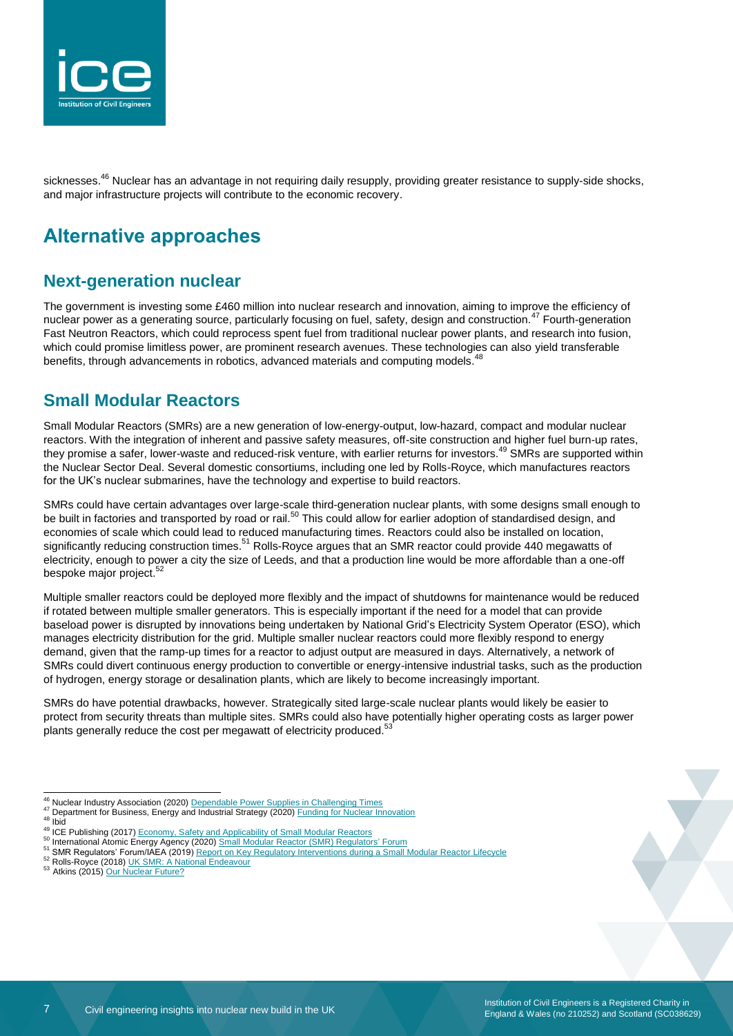sicknesses.[46] Nuclear has an advantage in not requiring daily resupply, providing greater resistance to supply-side shocks, and major infrastructure projects will contribute to the economic recovery.

# Alternative approaches

## Next-generation nuclear

The government is investing some £460 million into nuclear research and innovation, aiming to improve the efficiency of nuclear power as a generating source, particularly focusing on fuel, safety, design and construction.[47] Fourth-generation Fast Neutron Reactors, which could reprocess spent fuel from traditional nuclear power plants, and research into fusion, which could promise limitless power, are prominent research avenues. These technologies can also yield transferable benefits, through advancements in robotics, advanced materials and computing models.[48]

## Small Modular Reactors

Small Modular Reactors (SMRs) are a new generation of low-energy-output, low-hazard, compact and modular nuclear reactors. With the integration of inherent and passive safety measures, off-site construction and higher fuel burn-up rates, they promise a safer, lower-waste and reduced-risk venture, with earlier returns for investors.[49] SMRs are supported within the Nuclear Sector Deal. Several domestic consortiums, including one led by Rolls-Royce, which manufactures reactors for the UK's nuclear submarines, have the technology and expertise to build reactors.

SMRs could have certain advantages over large-scale third-generation nuclear plants, with some designs small enough to be built in factories and transported by road or rail.[50] This could allow for earlier adoption of standardised design, and economies of scale which could lead to reduced manufacturing times. Reactors could also be installed on location, significantly reducing construction times.[51] Rolls-Royce argues that an SMR reactor could provide 440 megawatts of electricity, enough to power a city the size of Leeds, and that a production line would be more affordable than a one-off bespoke major project.[52]

Multiple smaller reactors could be deployed more flexibly and the impact of shutdowns for maintenance would be reduced if rotated between multiple smaller generators. This is especially important if the need for a model that can provide baseload power is disrupted by innovations being undertaken by National Grid's Electricity System Operator (ESO), which manages electricity distribution for the grid. Multiple smaller nuclear reactors could more flexibly respond to energy demand, given that the ramp-up times for a reactor to adjust output are measured in days. Alternatively, a network of SMRs could divert continuous energy production to convertible or energy-intensive industrial tasks, such as the production of hydrogen, energy storage or desalination plants, which are likely to become increasingly important.

SMRs do have potential drawbacks, however. Strategically sited large-scale nuclear plants would likely be easier to protect from security threats than multiple sites. SMRs could also have potentially higher operating costs as larger power plants generally reduce the cost per megawatt of electricity produced.[53]

---

[46] Nuclear Industry Association (2020) Dependable Power Supplies in Challenging Times
[47] Department for Business, Energy and Industrial Strategy (2020) Funding for Nuclear Innovation
[48] Ibid
[49] ICE Publishing (2017) Economy, Safety and Applicability of Small Modular Reactors
[50] International Atomic Energy Agency (2020) Small Modular Reactor (SMR) Regulators' Forum
[51] SMR Regulators' Forum/IAEA (2019) Report on Key Regulatory Interventions during a Small Modular Reactor Lifecycle
[52] Rolls-Royce (2018) UK SMR: A National Endeavour
[53] Atkins (2015) Our Nuclear Future?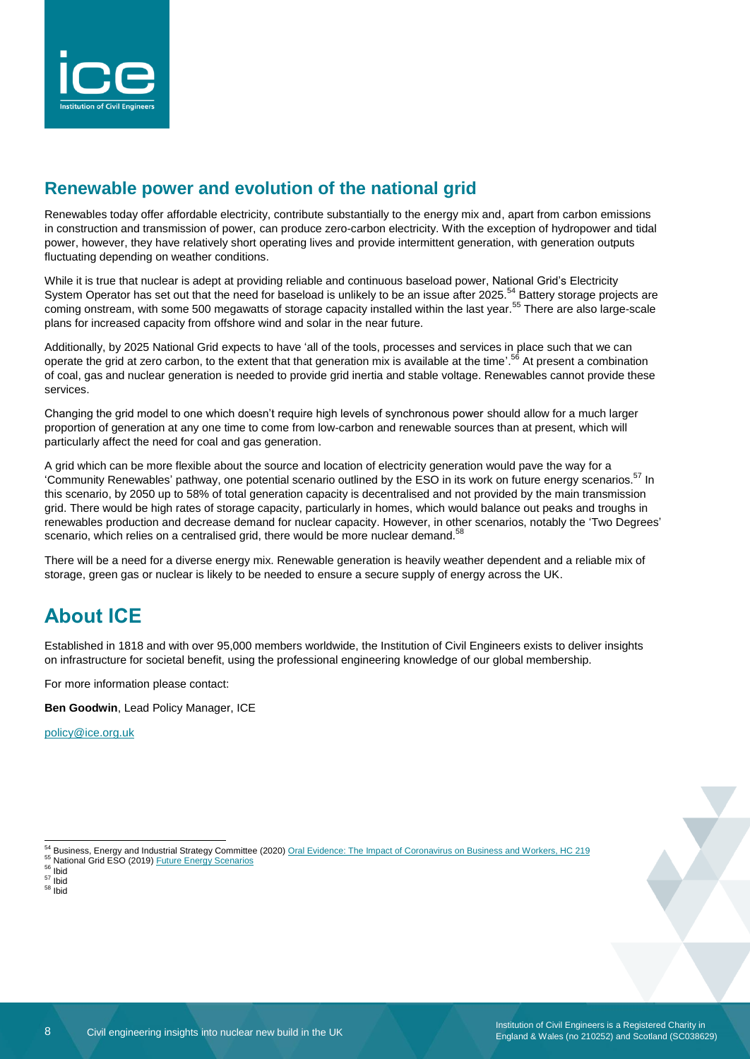## Renewable power and evolution of the national grid

Renewables today offer affordable electricity, contribute substantially to the energy mix and, apart from carbon emissions in construction and transmission of power, can produce zero-carbon electricity. With the exception of hydropower and tidal power, however, they have relatively short operating lives and provide intermittent generation, with generation outputs fluctuating depending on weather conditions.

While it is true that nuclear is adept at providing reliable and continuous baseload power, National Grid's Electricity System Operator has set out that the need for baseload is unlikely to be an issue after 2025.[54] Battery storage projects are coming onstream, with some 500 megawatts of storage capacity installed within the last year.[55] There are also large-scale plans for increased capacity from offshore wind and solar in the near future.

Additionally, by 2025 National Grid expects to have 'all of the tools, processes and services in place such that we can operate the grid at zero carbon, to the extent that that generation mix is available at the time'.[56] At present a combination of coal, gas and nuclear generation is needed to provide grid inertia and stable voltage. Renewables cannot provide these services.

Changing the grid model to one which doesn't require high levels of synchronous power should allow for a much larger proportion of generation at any one time to come from low-carbon and renewable sources than at present, which will particularly affect the need for coal and gas generation.

A grid which can be more flexible about the source and location of electricity generation would pave the way for a 'Community Renewables' pathway, one potential scenario outlined by the ESO in its work on future energy scenarios.[57] In this scenario, by 2050 up to 58% of total generation capacity is decentralised and not provided by the main transmission grid. There would be high rates of storage capacity, particularly in homes, which would balance out peaks and troughs in renewables production and decrease demand for nuclear capacity. However, in other scenarios, notably the 'Two Degrees' scenario, which relies on a centralised grid, there would be more nuclear demand.[58]

There will be a need for a diverse energy mix. Renewable generation is heavily weather dependent and a reliable mix of storage, green gas or nuclear is likely to be needed to ensure a secure supply of energy across the UK.

# About ICE

Established in 1818 and with over 95,000 members worldwide, the Institution of Civil Engineers exists to deliver insights on infrastructure for societal benefit, using the professional engineering knowledge of our global membership.

For more information please contact:

**Ben Goodwin**, Lead Policy Manager, ICE

policy@ice.org.uk

---

[54] Business, Energy and Industrial Strategy Committee (2020) Oral Evidence: The Impact of Coronavirus on Business and Workers, HC 219
[55] National Grid ESO (2019) Future Energy Scenarios
[56] Ibid
[57] Ibid
[58] Ibid

Institution of Civil Engineers is a Registered Charity in England & Wales (no 210252) and Scotland (SC038629)